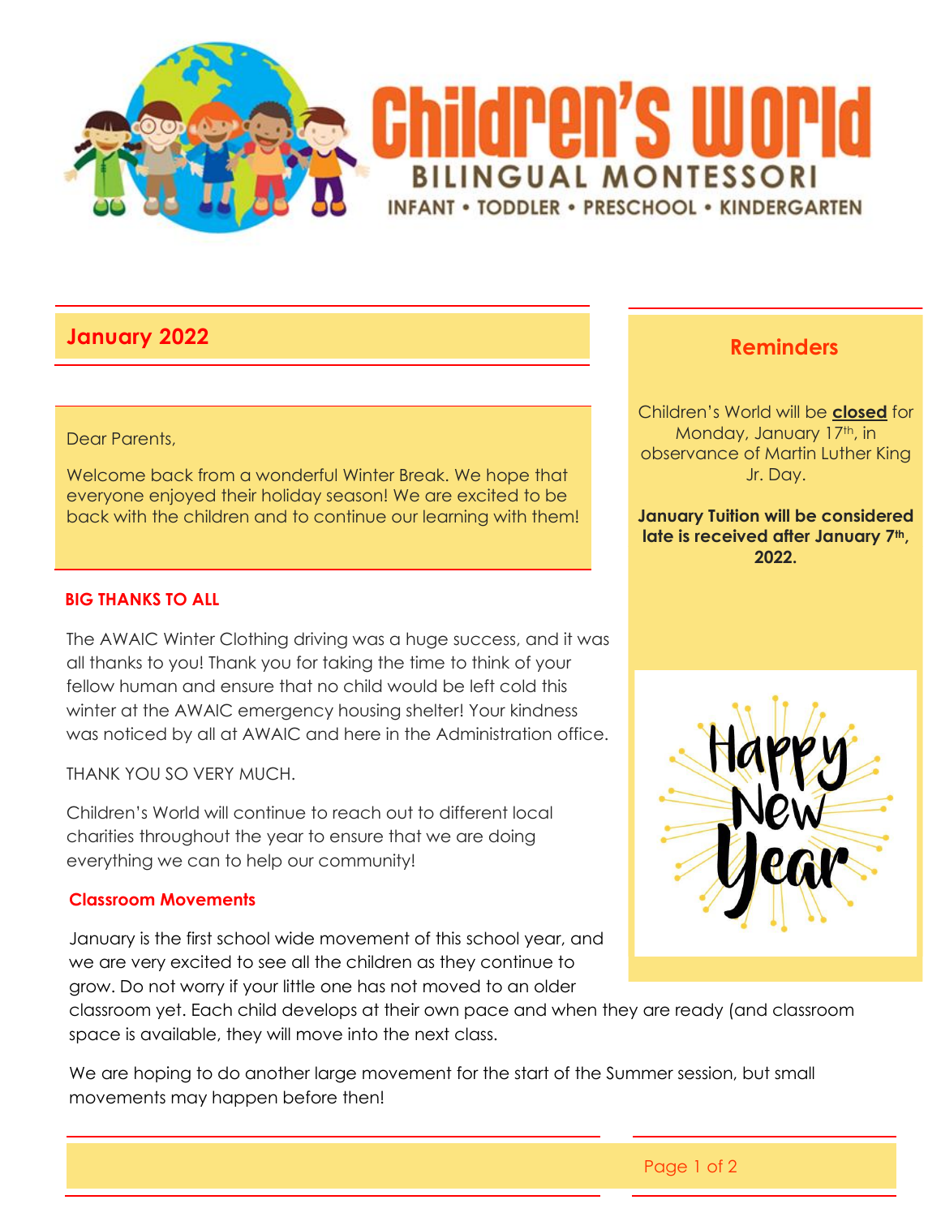# Children's World

**BILINGUAL MONTESSORI**

INFANT • TODDLER • PRESCHOOL • KINDERGARTEN

## January 2022

Dear Parents,

Welcome back from a wonderful Winter Break. We hope that everyone enjoyed their holiday season! We are excited to be back with the children and to continue our learning with them!

### BIG THANKS TO ALL

The AWAIC Winter Clothing driving was a huge success, and it was all thanks to you! Thank you for taking the time to think of your fellow human and ensure that no child would be left cold this winter at the AWAIC emergency housing shelter! Your kindness was noticed by all at AWAIC and here in the Administration office.

THANK YOU SO VERY MUCH.

Children's World will continue to reach out to different local charities throughout the year to ensure that we are doing everything we can to help our community!

### Classroom Movements

January is the first school wide movement of this school year, and we are very excited to see all the children as they continue to grow. Do not worry if your little one has not moved to an older classroom yet. Each child develops at their own pace and when they are ready (and classroom space is available, they will move into the next class.

We are hoping to do another large movement for the start of the Summer session, but small movements may happen before then!

## Reminders

Children's World will be **closed** for Monday, January 17th, in observance of Martin Luther King Jr. Day.

**January Tuition will be considered late is received after January 7th, 2022.**

Happy New Year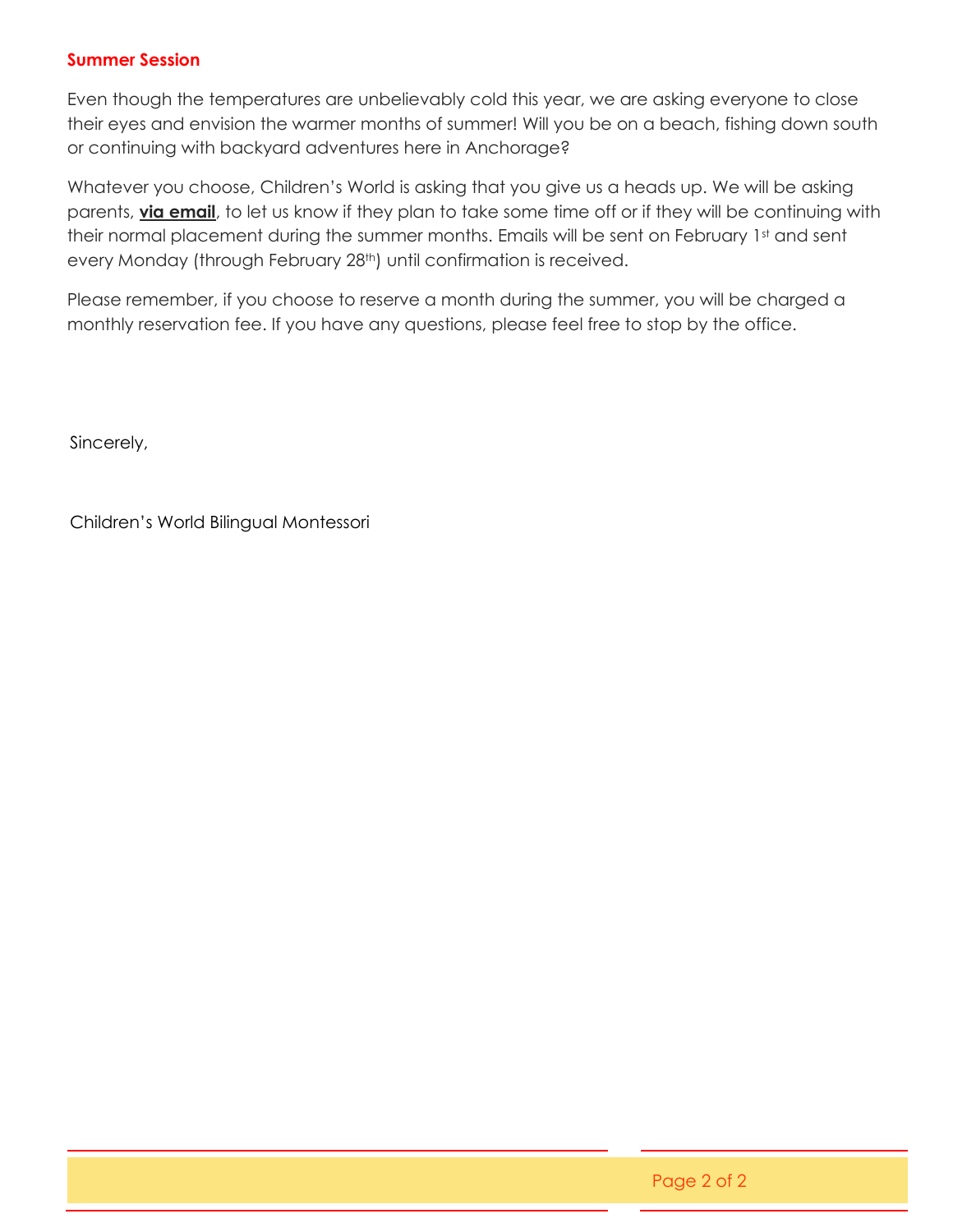**Summer Session**

Even though the temperatures are unbelievably cold this year, we are asking everyone to close their eyes and envision the warmer months of summer! Will you be on a beach, fishing down south or continuing with backyard adventures here in Anchorage?

Whatever you choose, Children's World is asking that you give us a heads up. We will be asking parents, **via email**, to let us know if they plan to take some time off or if they will be continuing with their normal placement during the summer months. Emails will be sent on February 1st and sent every Monday (through February 28th) until confirmation is received.

Please remember, if you choose to reserve a month during the summer, you will be charged a monthly reservation fee. If you have any questions, please feel free to stop by the office.

Sincerely,

Children's World Bilingual Montessori